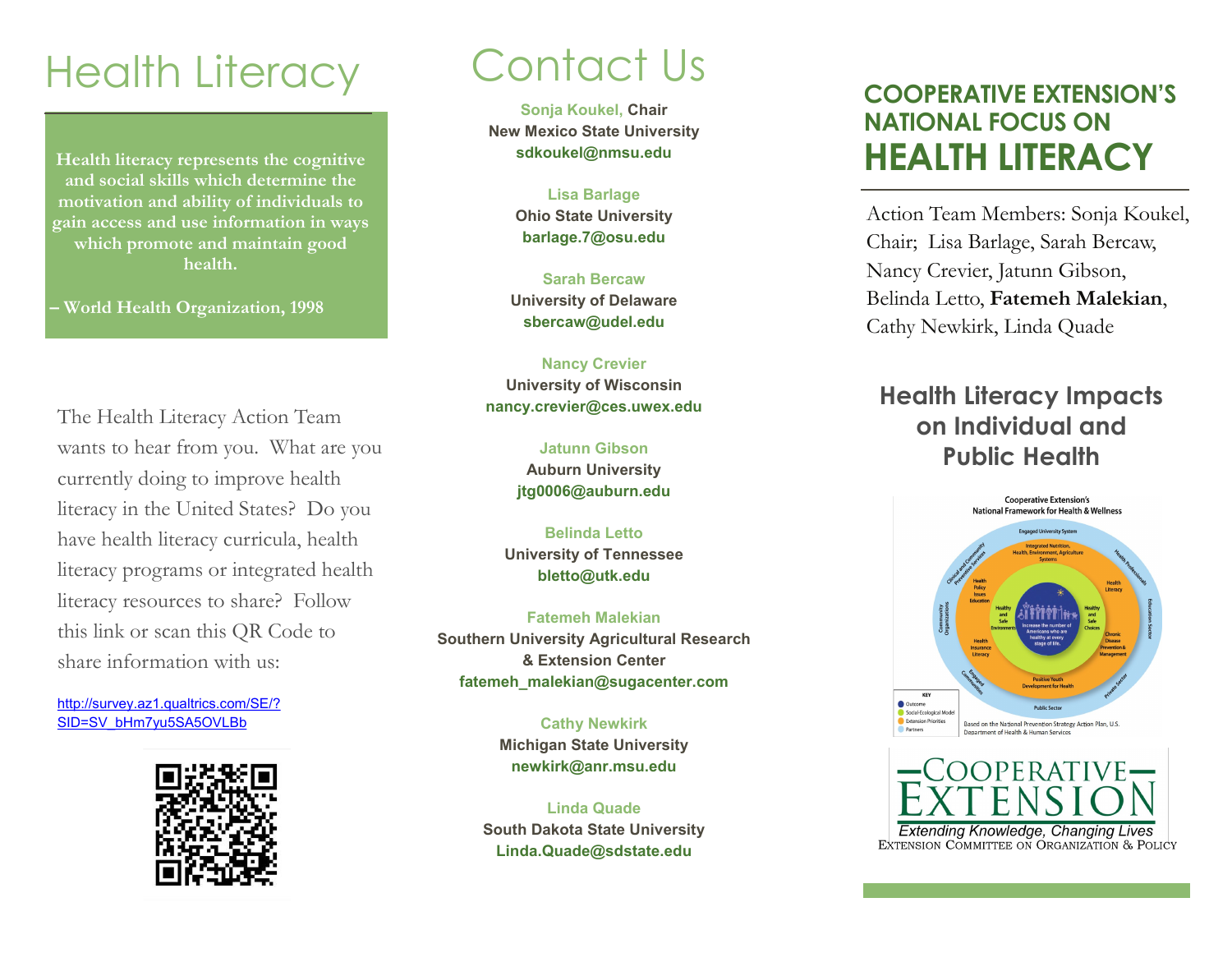# Health Literacy

**Health literacy represents the cognitive and social skills which determine the motivation and ability of individuals to gain access and use information in ways which promote and maintain good health.**

**– World Health Organization, 1998**

The Health Literacy Action Team wants to hear from you. What are you currently doing to improve health literacy in the United States? Do you have health literacy curricula, health literacy programs or integrated health literacy resources to share? Follow this link or scan this QR Code to share information with us:

http://survey.az1.qualtrics.com/SE/?SID=SV_bHm7yu5SA5OVLBb

# Contact Us

**Sonja Koukel, Chair**
**New Mexico State University**
**sdkoukel@nmsu.edu**

**Lisa Barlage**
**Ohio State University**
**barlage.7@osu.edu**

**Sarah Bercaw**
**University of Delaware**
**sbercaw@udel.edu**

**Nancy Crevier**
**University of Wisconsin**
**nancy.crevier@ces.uwex.edu**

**Jatunn Gibson**
**Auburn University**
**jtg0006@auburn.edu**

**Belinda Letto**
**University of Tennessee**
**bletto@utk.edu**

**Fatemeh Malekian**
**Southern University Agricultural Research & Extension Center**
**fatemeh_malekian@sugacenter.com**

**Cathy Newkirk**
**Michigan State University**
**newkirk@anr.msu.edu**

**Linda Quade**
**South Dakota State University**
**Linda.Quade@sdstate.edu**

# COOPERATIVE EXTENSION'S NATIONAL FOCUS ON HEALTH LITERACY

Action Team Members: Sonja Koukel, Chair; Lisa Barlage, Sarah Bercaw, Nancy Crevier, Jatunn Gibson, Belinda Letto, **Fatemeh Malekian**, Cathy Newkirk, Linda Quade

## Health Literacy Impacts on Individual and Public Health

Cooperative Extension's National Framework for Health & Wellness

Based on the National Prevention Strategy Action Plan, U.S. Department of Health & Human Services

COOPERATIVE EXTENSION
*Extending Knowledge, Changing Lives*
EXTENSION COMMITTEE ON ORGANIZATION & POLICY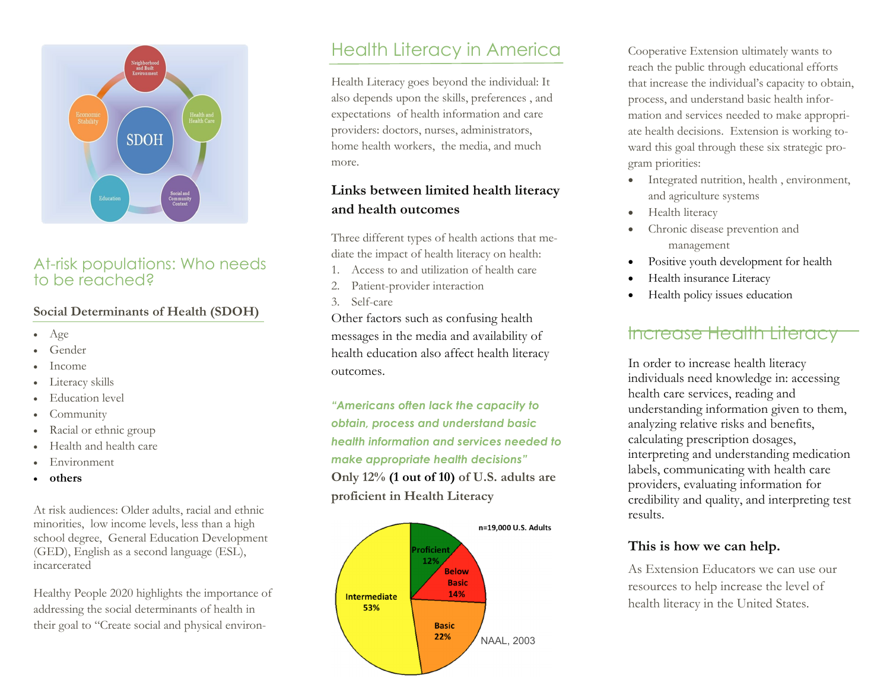SDOH

Neighborhood and Built Environment

Health and Health Care

Social and Community Context

Education

Economic Stability

## At-risk populations: Who needs to be reached?

### Social Determinants of Health (SDOH)

- Age
- Gender
- Income
- Literacy skills
- Education level
- Community
- Racial or ethnic group
- Health and health care
- Environment
- **others**

At risk audiences: Older adults, racial and ethnic minorities, low income levels, less than a high school degree, General Education Development (GED), English as a second language (ESL), incarcerated

Healthy People 2020 highlights the importance of addressing the social determinants of health in their goal to "Create social and physical environ-

## Health Literacy in America

Health Literacy goes beyond the individual: It also depends upon the skills, preferences , and expectations of health information and care providers: doctors, nurses, administrators, home health workers, the media, and much more.

### Links between limited health literacy and health outcomes

Three different types of health actions that mediate the impact of health literacy on health:

1. Access to and utilization of health care
2. Patient-provider interaction
3. Self-care

Other factors such as confusing health messages in the media and availability of health education also affect health literacy outcomes.

*"Americans often lack the capacity to obtain, process and understand basic health information and services needed to make appropriate health decisions"*

**Only 12% (1 out of 10) of U.S. adults are proficient in Health Literacy**

n=19,000 U.S. Adults

Proficient 12%

Below Basic 14%

Basic 22%

Intermediate 53%

NAAL, 2003

Cooperative Extension ultimately wants to reach the public through educational efforts that increase the individual's capacity to obtain, process, and understand basic health information and services needed to make appropriate health decisions. Extension is working toward this goal through these six strategic program priorities:

- Integrated nutrition, health , environment, and agriculture systems
- Health literacy
- Chronic disease prevention and management
- Positive youth development for health
- Health insurance Literacy
- Health policy issues education

## Increase Health Literacy

In order to increase health literacy individuals need knowledge in: accessing health care services, reading and understanding information given to them, analyzing relative risks and benefits, calculating prescription dosages, interpreting and understanding medication labels, communicating with health care providers, evaluating information for credibility and quality, and interpreting test results.

### This is how we can help.

As Extension Educators we can use our resources to help increase the level of health literacy in the United States.